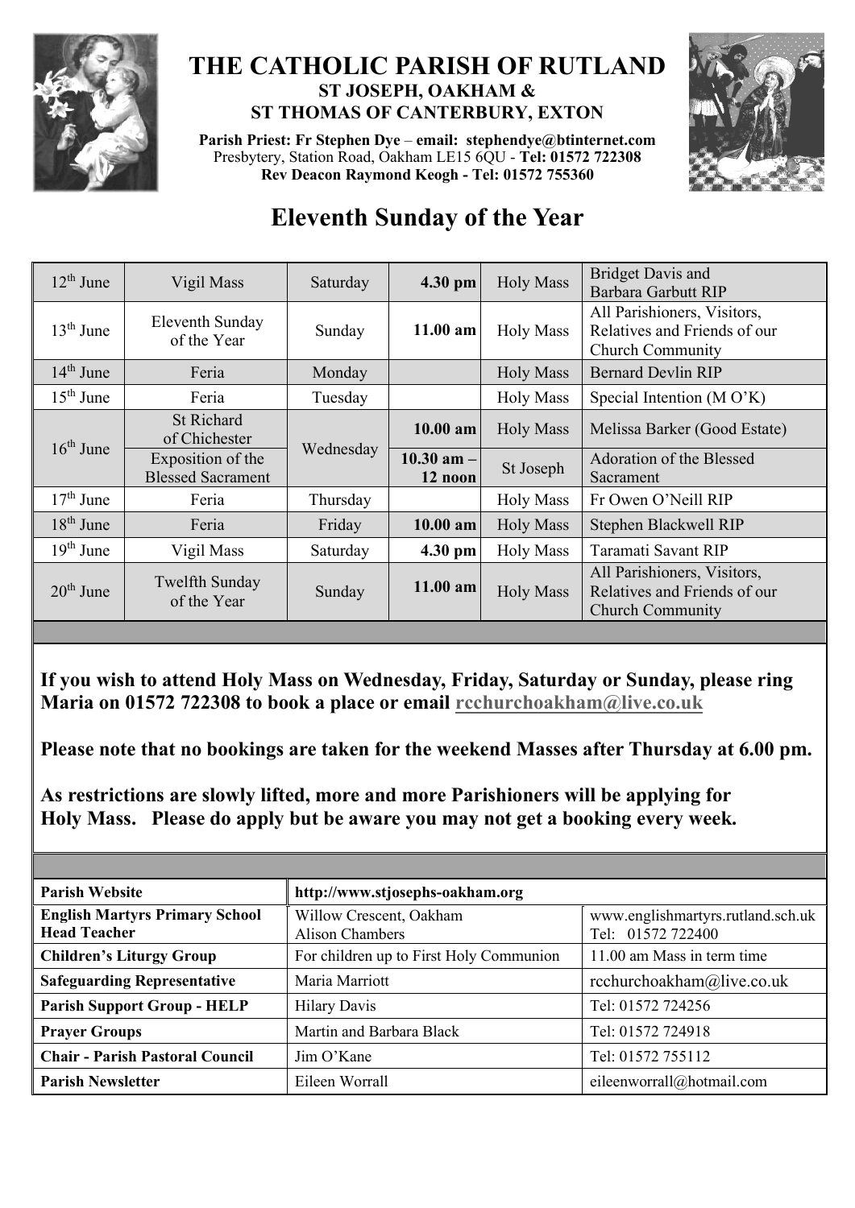# THE CATHOLIC PARISH OF RUTLAND

## ST JOSEPH, OAKHAM & ST THOMAS OF CANTERBURY, EXTON

**Parish Priest: Fr Stephen Dye** – **email: stephendye@btinternet.com**
Presbytery, Station Road, Oakham LE15 6QU - **Tel: 01572 722308**
**Rev Deacon Raymond Keogh - Tel: 01572 755360**

# Eleventh Sunday of the Year

| | | | | | |
|---|---|---|---|---|---|
| 12th June | Vigil Mass | Saturday | **4.30 pm** | Holy Mass | Bridget Davis and Barbara Garbutt RIP |
| 13th June | Eleventh Sunday of the Year | Sunday | **11.00 am** | Holy Mass | All Parishioners, Visitors, Relatives and Friends of our Church Community |
| 14th June | Feria | Monday | | Holy Mass | Bernard Devlin RIP |
| 15th June | Feria | Tuesday | | Holy Mass | Special Intention (M O'K) |
| 16th June | St Richard of Chichester | Wednesday | **10.00 am** | Holy Mass | Melissa Barker (Good Estate) |
| | Exposition of the Blessed Sacrament | | **10.30 am – 12 noon** | St Joseph | Adoration of the Blessed Sacrament |
| 17th June | Feria | Thursday | | Holy Mass | Fr Owen O'Neill RIP |
| 18th June | Feria | Friday | **10.00 am** | Holy Mass | Stephen Blackwell RIP |
| 19th June | Vigil Mass | Saturday | **4.30 pm** | Holy Mass | Taramati Savant RIP |
| 20th June | Twelfth Sunday of the Year | Sunday | **11.00 am** | Holy Mass | All Parishioners, Visitors, Relatives and Friends of our Church Community |

**If you wish to attend Holy Mass on Wednesday, Friday, Saturday or Sunday, please ring Maria on 01572 722308 to book a place or email rcchurchoakham@live.co.uk**

**Please note that no bookings are taken for the weekend Masses after Thursday at 6.00 pm.**

**As restrictions are slowly lifted, more and more Parishioners will be applying for Holy Mass. Please do apply but be aware you may not get a booking every week.**

| | | |
|---|---|---|
| **Parish Website** | **http://www.stjosephs-oakham.org** | |
| **English Martyrs Primary School Head Teacher** | Willow Crescent, Oakham Alison Chambers | www.englishmartyrs.rutland.sch.uk Tel: 01572 722400 |
| **Children's Liturgy Group** | For children up to First Holy Communion | 11.00 am Mass in term time |
| **Safeguarding Representative** | Maria Marriott | rcchurchoakham@live.co.uk |
| **Parish Support Group - HELP** | Hilary Davis | Tel: 01572 724256 |
| **Prayer Groups** | Martin and Barbara Black | Tel: 01572 724918 |
| **Chair - Parish Pastoral Council** | Jim O'Kane | Tel: 01572 755112 |
| **Parish Newsletter** | Eileen Worrall | eileenworrall@hotmail.com |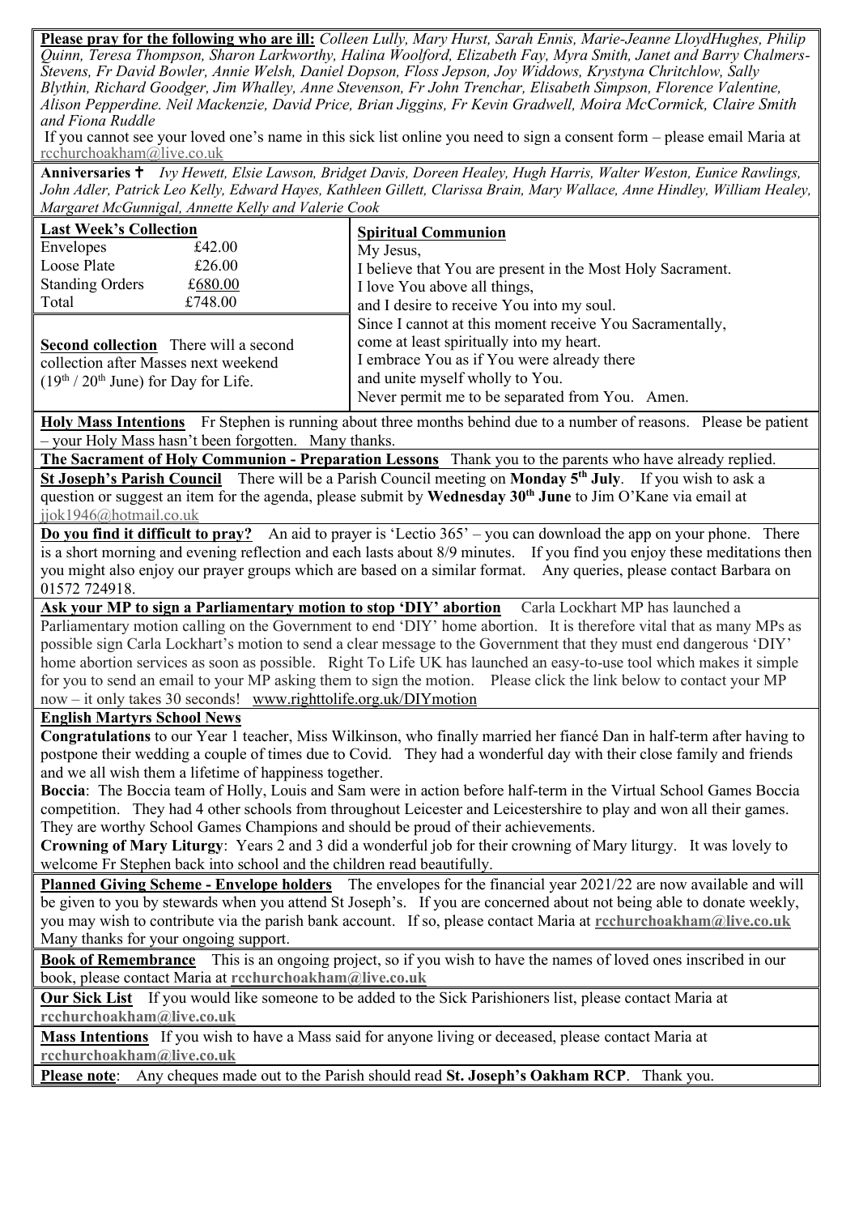**Please pray for the following who are ill:** *Colleen Lully, Mary Hurst, Sarah Ennis, Marie-Jeanne LloydHughes, Philip Quinn, Teresa Thompson, Sharon Larkworthy, Halina Woolford, Elizabeth Fay, Myra Smith, Janet and Barry Chalmers-Stevens, Fr David Bowler, Annie Welsh, Daniel Dopson, Floss Jepson, Joy Widdows, Krystyna Chritchlow, Sally Blythin, Richard Goodger, Jim Whalley, Anne Stevenson, Fr John Trenchar, Elisabeth Simpson, Florence Valentine, Alison Pepperdine. Neil Mackenzie, David Price, Brian Jiggins, Fr Kevin Gradwell, Moira McCormick, Claire Smith and Fiona Ruddle*

If you cannot see your loved one's name in this sick list online you need to sign a consent form – please email Maria at rcchurchoakham@live.co.uk

**Anniversaries ✝** *Ivy Hewett, Elsie Lawson, Bridget Davis, Doreen Healey, Hugh Harris, Walter Weston, Eunice Rawlings, John Adler, Patrick Leo Kelly, Edward Hayes, Kathleen Gillett, Clarissa Brain, Mary Wallace, Anne Hindley, William Healey, Margaret McGunnigal, Annette Kelly and Valerie Cook*

**Last Week's Collection**

| | |
|---|---|
| Envelopes | £42.00 |
| Loose Plate | £26.00 |
| Standing Orders | £680.00 |
| Total | £748.00 |

**Second collection** There will a second collection after Masses next weekend (19th / 20th June) for Day for Life.

**Spiritual Communion**

My Jesus,
I believe that You are present in the Most Holy Sacrament.
I love You above all things,
and I desire to receive You into my soul.
Since I cannot at this moment receive You Sacramentally,
come at least spiritually into my heart.
I embrace You as if You were already there
and unite myself wholly to You.
Never permit me to be separated from You. Amen.

**Holy Mass Intentions** Fr Stephen is running about three months behind due to a number of reasons. Please be patient – your Holy Mass hasn't been forgotten. Many thanks.

**The Sacrament of Holy Communion - Preparation Lessons** Thank you to the parents who have already replied.

**St Joseph's Parish Council** There will be a Parish Council meeting on **Monday 5th July**. If you wish to ask a question or suggest an item for the agenda, please submit by **Wednesday 30th June** to Jim O'Kane via email at jjok1946@hotmail.co.uk

**Do you find it difficult to pray?** An aid to prayer is 'Lectio 365' – you can download the app on your phone. There is a short morning and evening reflection and each lasts about 8/9 minutes. If you find you enjoy these meditations then you might also enjoy our prayer groups which are based on a similar format. Any queries, please contact Barbara on 01572 724918.

**Ask your MP to sign a Parliamentary motion to stop 'DIY' abortion** Carla Lockhart MP has launched a Parliamentary motion calling on the Government to end 'DIY' home abortion. It is therefore vital that as many MPs as possible sign Carla Lockhart's motion to send a clear message to the Government that they must end dangerous 'DIY' home abortion services as soon as possible. Right To Life UK has launched an easy-to-use tool which makes it simple for you to send an email to your MP asking them to sign the motion. Please click the link below to contact your MP now – it only takes 30 seconds! www.righttolife.org.uk/DIYmotion

**English Martyrs School News**

**Congratulations** to our Year 1 teacher, Miss Wilkinson, who finally married her fiancé Dan in half-term after having to postpone their wedding a couple of times due to Covid. They had a wonderful day with their close family and friends and we all wish them a lifetime of happiness together.

**Boccia**: The Boccia team of Holly, Louis and Sam were in action before half-term in the Virtual School Games Boccia competition. They had 4 other schools from throughout Leicester and Leicestershire to play and won all their games. They are worthy School Games Champions and should be proud of their achievements.

**Crowning of Mary Liturgy**: Years 2 and 3 did a wonderful job for their crowning of Mary liturgy. It was lovely to welcome Fr Stephen back into school and the children read beautifully.

**Planned Giving Scheme - Envelope holders** The envelopes for the financial year 2021/22 are now available and will be given to you by stewards when you attend St Joseph's. If you are concerned about not being able to donate weekly, you may wish to contribute via the parish bank account. If so, please contact Maria at **rcchurchoakham@live.co.uk** Many thanks for your ongoing support.

**Book of Remembrance** This is an ongoing project, so if you wish to have the names of loved ones inscribed in our book, please contact Maria at **rcchurchoakham@live.co.uk**

**Our Sick List** If you would like someone to be added to the Sick Parishioners list, please contact Maria at **rcchurchoakham@live.co.uk**

**Mass Intentions** If you wish to have a Mass said for anyone living or deceased, please contact Maria at **rcchurchoakham@live.co.uk**

**Please note**: Any cheques made out to the Parish should read **St. Joseph's Oakham RCP**. Thank you.